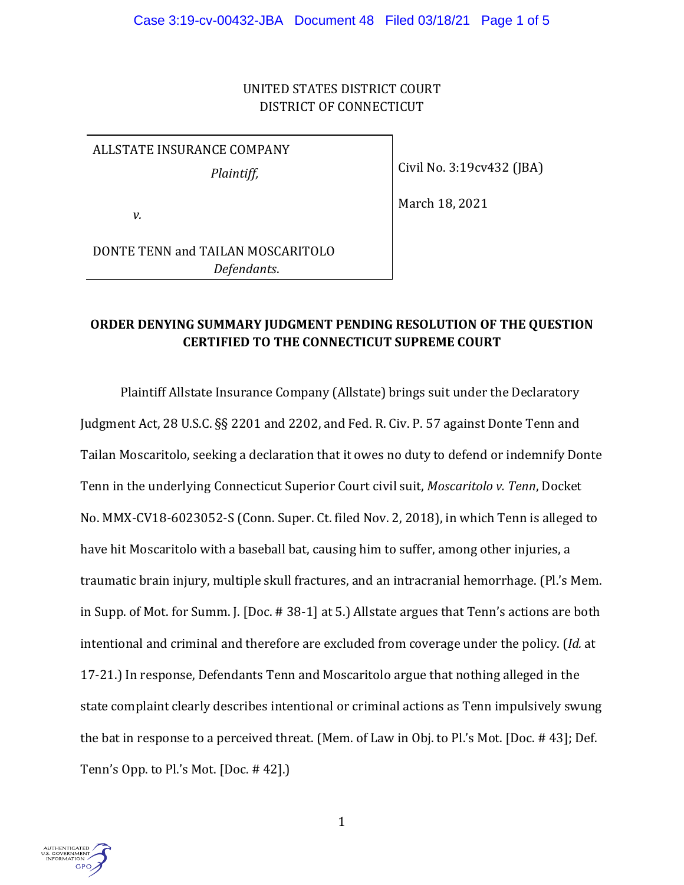UNITED STATES DISTRICT COURT
DISTRICT OF CONNECTICUT

ALLSTATE INSURANCE COMPANY
*Plaintiff,*

*v.*

DONTE TENN and TAILAN MOSCARITOLO
*Defendants*.

Civil No. 3:19cv432 (JBA)

March 18, 2021

**ORDER DENYING SUMMARY JUDGMENT PENDING RESOLUTION OF THE QUESTION CERTIFIED TO THE CONNECTICUT SUPREME COURT**

Plaintiff Allstate Insurance Company (Allstate) brings suit under the Declaratory Judgment Act, 28 U.S.C. §§ 2201 and 2202, and Fed. R. Civ. P. 57 against Donte Tenn and Tailan Moscaritolo, seeking a declaration that it owes no duty to defend or indemnify Donte Tenn in the underlying Connecticut Superior Court civil suit, *Moscaritolo v. Tenn*, Docket No. MMX-CV18-6023052-S (Conn. Super. Ct. filed Nov. 2, 2018), in which Tenn is alleged to have hit Moscaritolo with a baseball bat, causing him to suffer, among other injuries, a traumatic brain injury, multiple skull fractures, and an intracranial hemorrhage. (Pl.'s Mem. in Supp. of Mot. for Summ. J. [Doc. # 38-1] at 5.) Allstate argues that Tenn's actions are both intentional and criminal and therefore are excluded from coverage under the policy. (*Id.* at 17-21.) In response, Defendants Tenn and Moscaritolo argue that nothing alleged in the state complaint clearly describes intentional or criminal actions as Tenn impulsively swung the bat in response to a perceived threat. (Mem. of Law in Obj. to Pl.'s Mot. [Doc. # 43]; Def. Tenn's Opp. to Pl.'s Mot. [Doc. # 42].)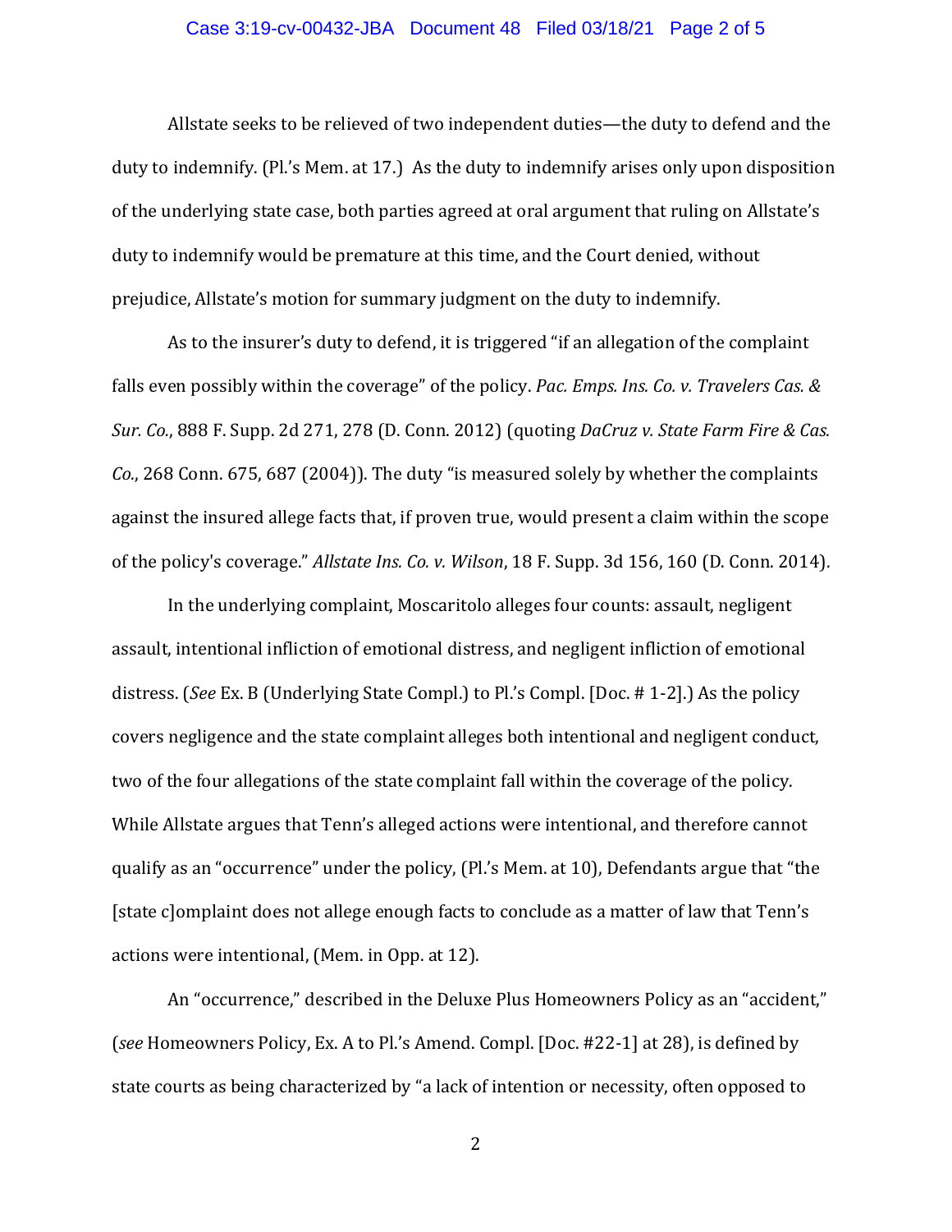Allstate seeks to be relieved of two independent duties—the duty to defend and the duty to indemnify. (Pl.'s Mem. at 17.) As the duty to indemnify arises only upon disposition of the underlying state case, both parties agreed at oral argument that ruling on Allstate's duty to indemnify would be premature at this time, and the Court denied, without prejudice, Allstate's motion for summary judgment on the duty to indemnify.

As to the insurer's duty to defend, it is triggered "if an allegation of the complaint falls even possibly within the coverage" of the policy. *Pac. Emps. Ins. Co. v. Travelers Cas. & Sur. Co.*, 888 F. Supp. 2d 271, 278 (D. Conn. 2012) (quoting *DaCruz v. State Farm Fire & Cas. Co.*, 268 Conn. 675, 687 (2004)). The duty "is measured solely by whether the complaints against the insured allege facts that, if proven true, would present a claim within the scope of the policy's coverage." *Allstate Ins. Co. v. Wilson*, 18 F. Supp. 3d 156, 160 (D. Conn. 2014).

In the underlying complaint, Moscaritolo alleges four counts: assault, negligent assault, intentional infliction of emotional distress, and negligent infliction of emotional distress. (*See* Ex. B (Underlying State Compl.) to Pl.'s Compl. [Doc. # 1-2].) As the policy covers negligence and the state complaint alleges both intentional and negligent conduct, two of the four allegations of the state complaint fall within the coverage of the policy. While Allstate argues that Tenn's alleged actions were intentional, and therefore cannot qualify as an "occurrence" under the policy, (Pl.'s Mem. at 10), Defendants argue that "the [state c]omplaint does not allege enough facts to conclude as a matter of law that Tenn's actions were intentional, (Mem. in Opp. at 12).

An "occurrence," described in the Deluxe Plus Homeowners Policy as an "accident," (*see* Homeowners Policy, Ex. A to Pl.'s Amend. Compl. [Doc. #22-1] at 28), is defined by state courts as being characterized by "a lack of intention or necessity, often opposed to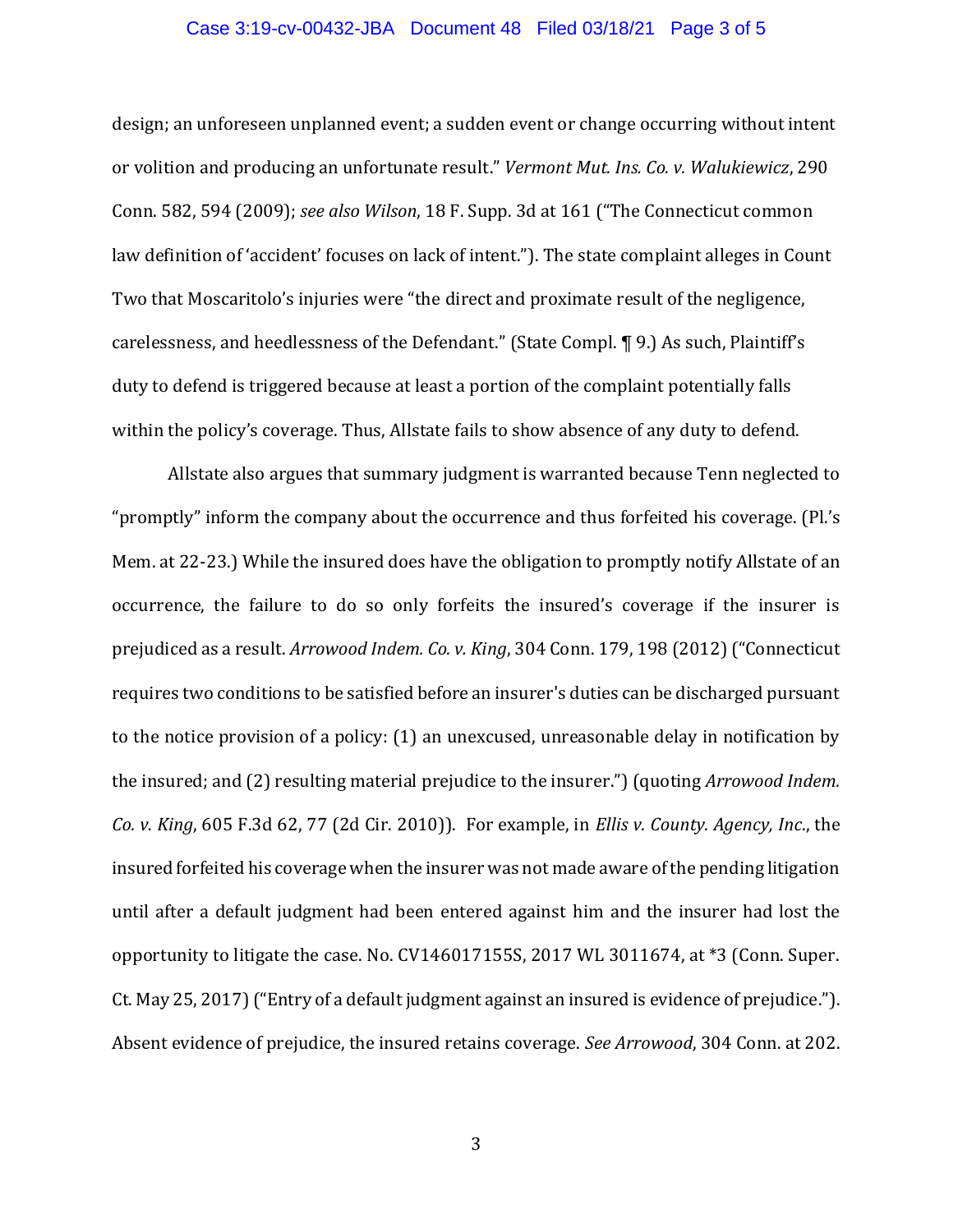design; an unforeseen unplanned event; a sudden event or change occurring without intent or volition and producing an unfortunate result." *Vermont Mut. Ins. Co. v. Walukiewicz*, 290 Conn. 582, 594 (2009); *see also Wilson*, 18 F. Supp. 3d at 161 ("The Connecticut common law definition of 'accident' focuses on lack of intent."). The state complaint alleges in Count Two that Moscaritolo's injuries were "the direct and proximate result of the negligence, carelessness, and heedlessness of the Defendant." (State Compl. ¶ 9.) As such, Plaintiff's duty to defend is triggered because at least a portion of the complaint potentially falls within the policy's coverage. Thus, Allstate fails to show absence of any duty to defend.

Allstate also argues that summary judgment is warranted because Tenn neglected to "promptly" inform the company about the occurrence and thus forfeited his coverage. (Pl.'s Mem. at 22-23.) While the insured does have the obligation to promptly notify Allstate of an occurrence, the failure to do so only forfeits the insured's coverage if the insurer is prejudiced as a result. *Arrowood Indem. Co. v. King*, 304 Conn. 179, 198 (2012) ("Connecticut requires two conditions to be satisfied before an insurer's duties can be discharged pursuant to the notice provision of a policy: (1) an unexcused, unreasonable delay in notification by the insured; and (2) resulting material prejudice to the insurer.") (quoting *Arrowood Indem. Co. v. King*, 605 F.3d 62, 77 (2d Cir. 2010)). For example, in *Ellis v. County. Agency, Inc.*, the insured forfeited his coverage when the insurer was not made aware of the pending litigation until after a default judgment had been entered against him and the insurer had lost the opportunity to litigate the case. No. CV146017155S, 2017 WL 3011674, at *3 (Conn. Super. Ct. May 25, 2017) ("Entry of a default judgment against an insured is evidence of prejudice."). Absent evidence of prejudice, the insured retains coverage. *See Arrowood*, 304 Conn. at 202.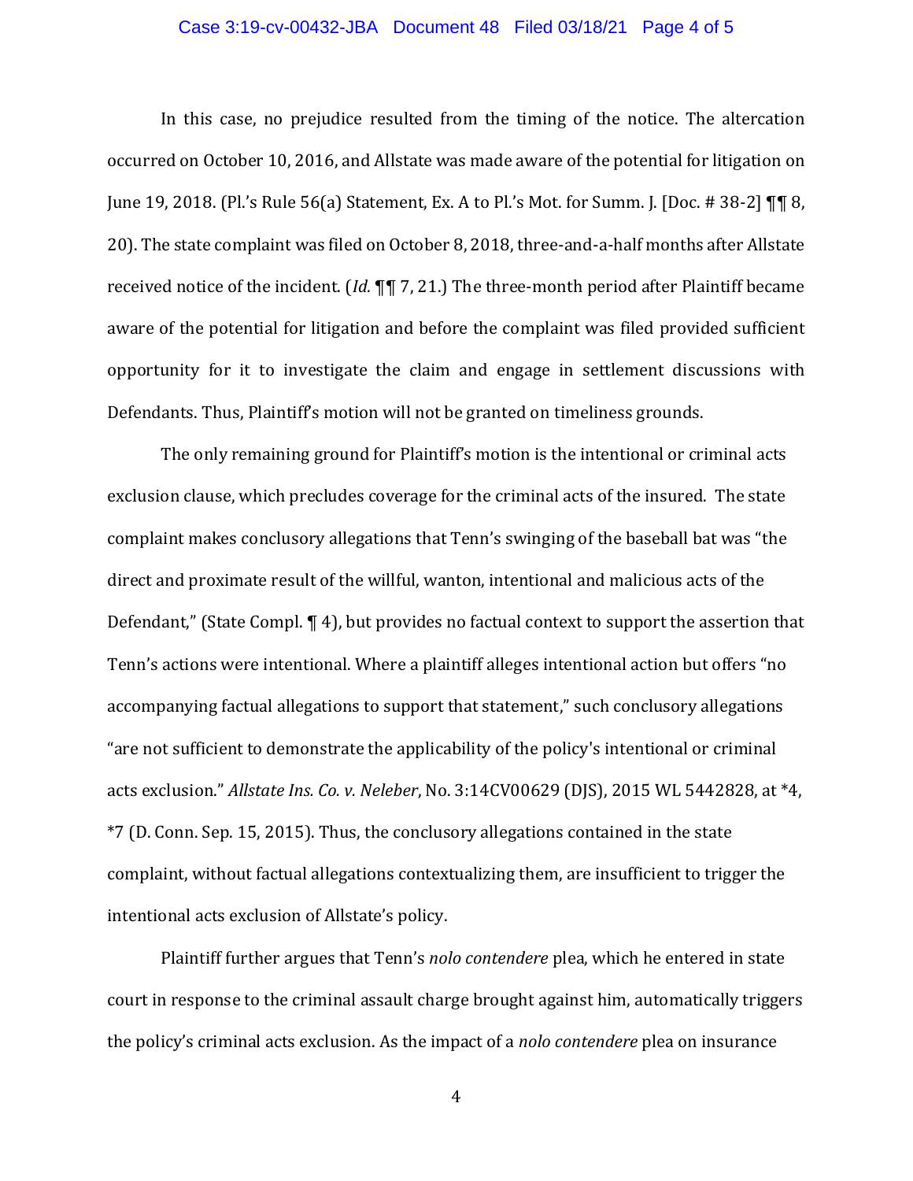In this case, no prejudice resulted from the timing of the notice. The altercation occurred on October 10, 2016, and Allstate was made aware of the potential for litigation on June 19, 2018. (Pl.'s Rule 56(a) Statement, Ex. A to Pl.'s Mot. for Summ. J. [Doc. # 38-2] ¶¶ 8, 20). The state complaint was filed on October 8, 2018, three-and-a-half months after Allstate received notice of the incident. (*Id.* ¶¶ 7, 21.) The three-month period after Plaintiff became aware of the potential for litigation and before the complaint was filed provided sufficient opportunity for it to investigate the claim and engage in settlement discussions with Defendants. Thus, Plaintiff's motion will not be granted on timeliness grounds.

The only remaining ground for Plaintiff's motion is the intentional or criminal acts exclusion clause, which precludes coverage for the criminal acts of the insured. The state complaint makes conclusory allegations that Tenn's swinging of the baseball bat was "the direct and proximate result of the willful, wanton, intentional and malicious acts of the Defendant," (State Compl. ¶ 4), but provides no factual context to support the assertion that Tenn's actions were intentional. Where a plaintiff alleges intentional action but offers "no accompanying factual allegations to support that statement," such conclusory allegations "are not sufficient to demonstrate the applicability of the policy's intentional or criminal acts exclusion." *Allstate Ins. Co. v. Neleber*, No. 3:14CV00629 (DJS), 2015 WL 5442828, at *4, *7 (D. Conn. Sep. 15, 2015). Thus, the conclusory allegations contained in the state complaint, without factual allegations contextualizing them, are insufficient to trigger the intentional acts exclusion of Allstate's policy.

Plaintiff further argues that Tenn's *nolo contendere* plea, which he entered in state court in response to the criminal assault charge brought against him, automatically triggers the policy's criminal acts exclusion. As the impact of a *nolo contendere* plea on insurance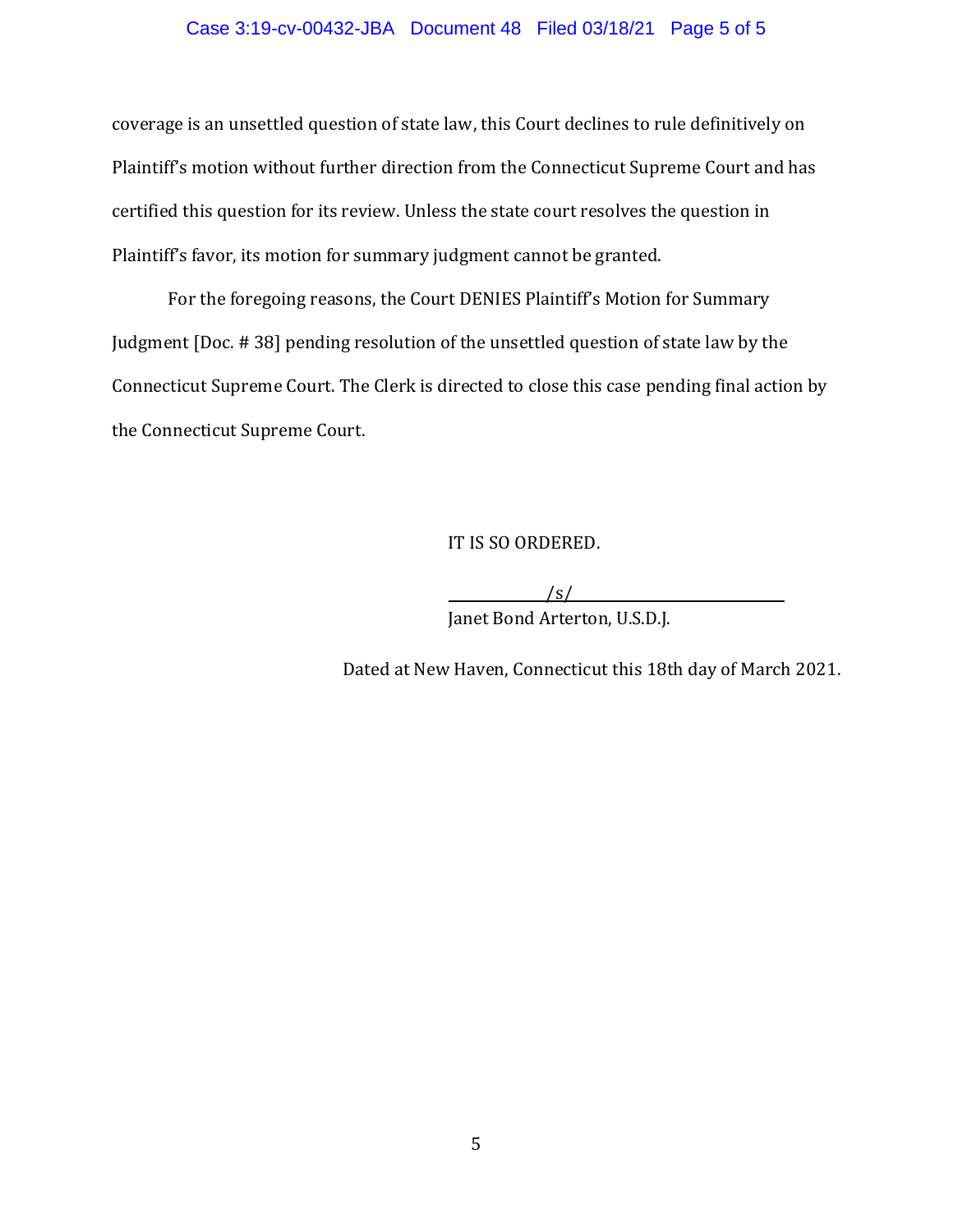coverage is an unsettled question of state law, this Court declines to rule definitively on Plaintiff's motion without further direction from the Connecticut Supreme Court and has certified this question for its review. Unless the state court resolves the question in Plaintiff's favor, its motion for summary judgment cannot be granted.

For the foregoing reasons, the Court DENIES Plaintiff's Motion for Summary Judgment [Doc. # 38] pending resolution of the unsettled question of state law by the Connecticut Supreme Court. The Clerk is directed to close this case pending final action by the Connecticut Supreme Court.

IT IS SO ORDERED.

/s/

Janet Bond Arterton, U.S.D.J.

Dated at New Haven, Connecticut this 18th day of March 2021.